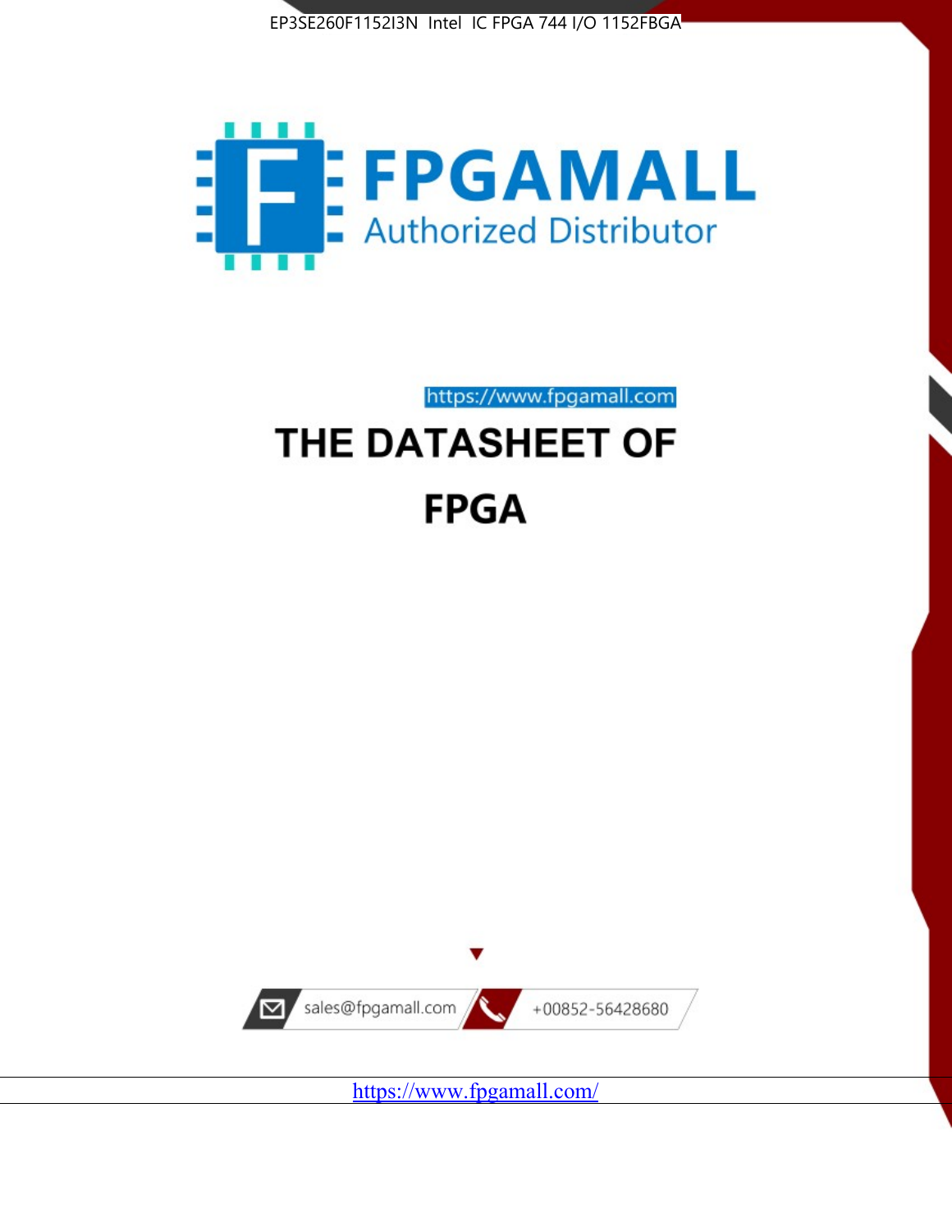EP3SE260F1152I3N Intel IC FPGA 744 I/O 1152FBGA

FPGAMALL

Authorized Distributor

https://www.fpgamall.com

# THE DATASHEET OF

# FPGA

sales@fpgamall.com

+00852-56428680

https://www.fpgamall.com/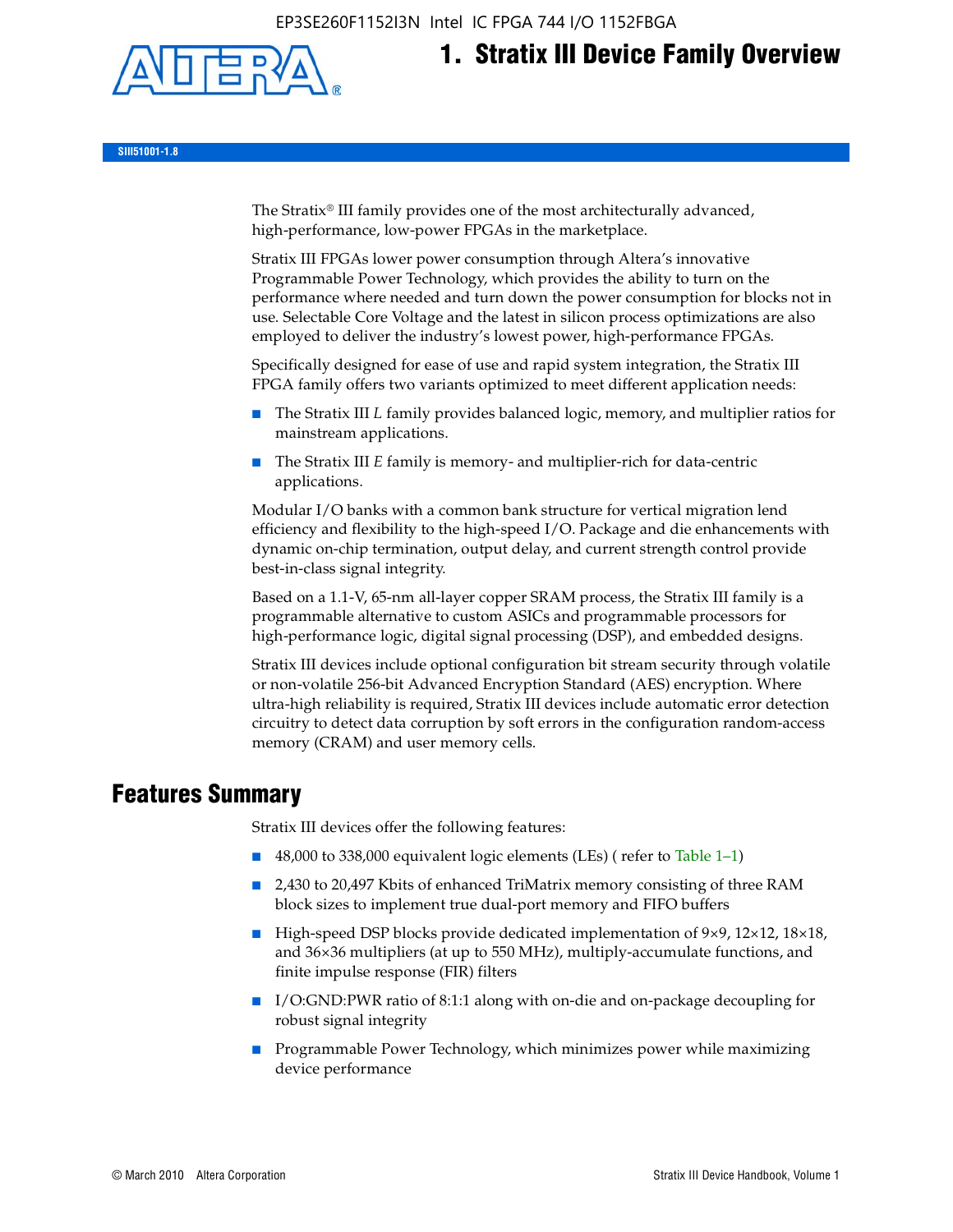# 1. Stratix III Device Family Overview

SIII51001-1.8

The Stratix® III family provides one of the most architecturally advanced, high-performance, low-power FPGAs in the marketplace.

Stratix III FPGAs lower power consumption through Altera's innovative Programmable Power Technology, which provides the ability to turn on the performance where needed and turn down the power consumption for blocks not in use. Selectable Core Voltage and the latest in silicon process optimizations are also employed to deliver the industry's lowest power, high-performance FPGAs.

Specifically designed for ease of use and rapid system integration, the Stratix III FPGA family offers two variants optimized to meet different application needs:

- The Stratix III *L* family provides balanced logic, memory, and multiplier ratios for mainstream applications.
- The Stratix III *E* family is memory- and multiplier-rich for data-centric applications.

Modular I/O banks with a common bank structure for vertical migration lend efficiency and flexibility to the high-speed I/O. Package and die enhancements with dynamic on-chip termination, output delay, and current strength control provide best-in-class signal integrity.

Based on a 1.1-V, 65-nm all-layer copper SRAM process, the Stratix III family is a programmable alternative to custom ASICs and programmable processors for high-performance logic, digital signal processing (DSP), and embedded designs.

Stratix III devices include optional configuration bit stream security through volatile or non-volatile 256-bit Advanced Encryption Standard (AES) encryption. Where ultra-high reliability is required, Stratix III devices include automatic error detection circuitry to detect data corruption by soft errors in the configuration random-access memory (CRAM) and user memory cells.

## Features Summary

Stratix III devices offer the following features:

- 48,000 to 338,000 equivalent logic elements (LEs) ( refer to Table 1–1)
- 2,430 to 20,497 Kbits of enhanced TriMatrix memory consisting of three RAM block sizes to implement true dual-port memory and FIFO buffers
- High-speed DSP blocks provide dedicated implementation of 9×9, 12×12, 18×18, and 36×36 multipliers (at up to 550 MHz), multiply-accumulate functions, and finite impulse response (FIR) filters
- I/O:GND:PWR ratio of 8:1:1 along with on-die and on-package decoupling for robust signal integrity
- Programmable Power Technology, which minimizes power while maximizing device performance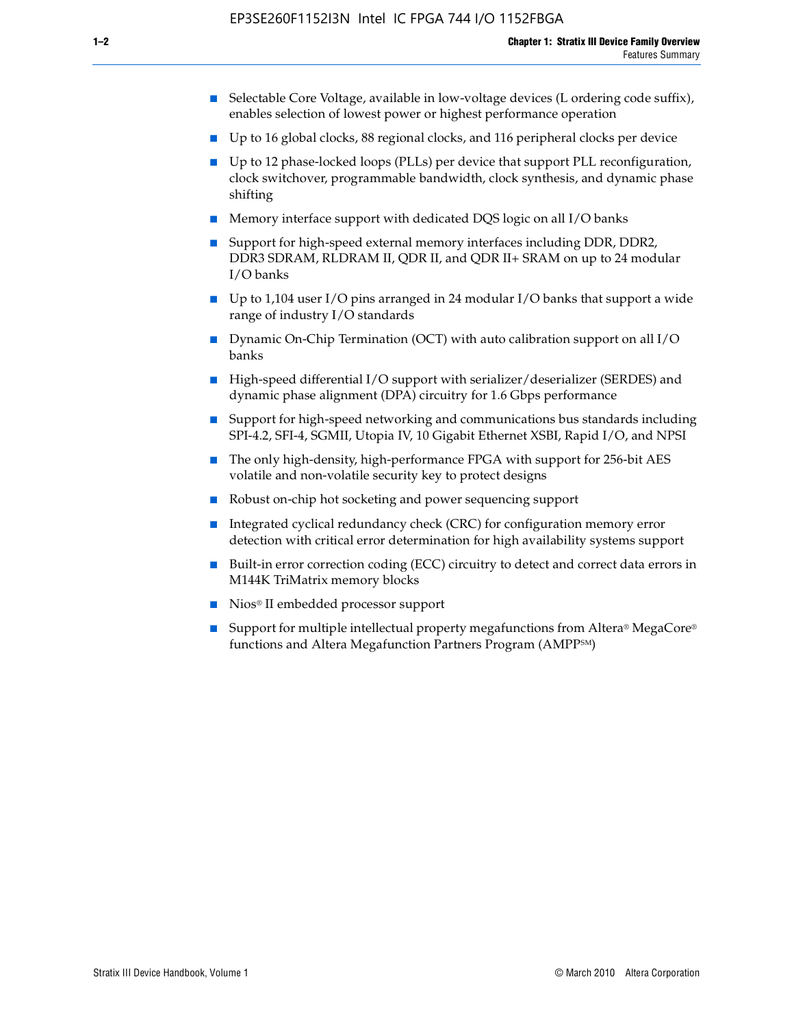- Selectable Core Voltage, available in low-voltage devices (L ordering code suffix), enables selection of lowest power or highest performance operation
- Up to 16 global clocks, 88 regional clocks, and 116 peripheral clocks per device
- Up to 12 phase-locked loops (PLLs) per device that support PLL reconfiguration, clock switchover, programmable bandwidth, clock synthesis, and dynamic phase shifting
- Memory interface support with dedicated DQS logic on all I/O banks
- Support for high-speed external memory interfaces including DDR, DDR2, DDR3 SDRAM, RLDRAM II, QDR II, and QDR II+ SRAM on up to 24 modular I/O banks
- Up to 1,104 user I/O pins arranged in 24 modular I/O banks that support a wide range of industry I/O standards
- Dynamic On-Chip Termination (OCT) with auto calibration support on all I/O banks
- High-speed differential I/O support with serializer/deserializer (SERDES) and dynamic phase alignment (DPA) circuitry for 1.6 Gbps performance
- Support for high-speed networking and communications bus standards including SPI-4.2, SFI-4, SGMII, Utopia IV, 10 Gigabit Ethernet XSBI, Rapid I/O, and NPSI
- The only high-density, high-performance FPGA with support for 256-bit AES volatile and non-volatile security key to protect designs
- Robust on-chip hot socketing and power sequencing support
- Integrated cyclical redundancy check (CRC) for configuration memory error detection with critical error determination for high availability systems support
- Built-in error correction coding (ECC) circuitry to detect and correct data errors in M144K TriMatrix memory blocks
- Nios® II embedded processor support
- Support for multiple intellectual property megafunctions from Altera® MegaCore® functions and Altera Megafunction Partners Program (AMPP℠)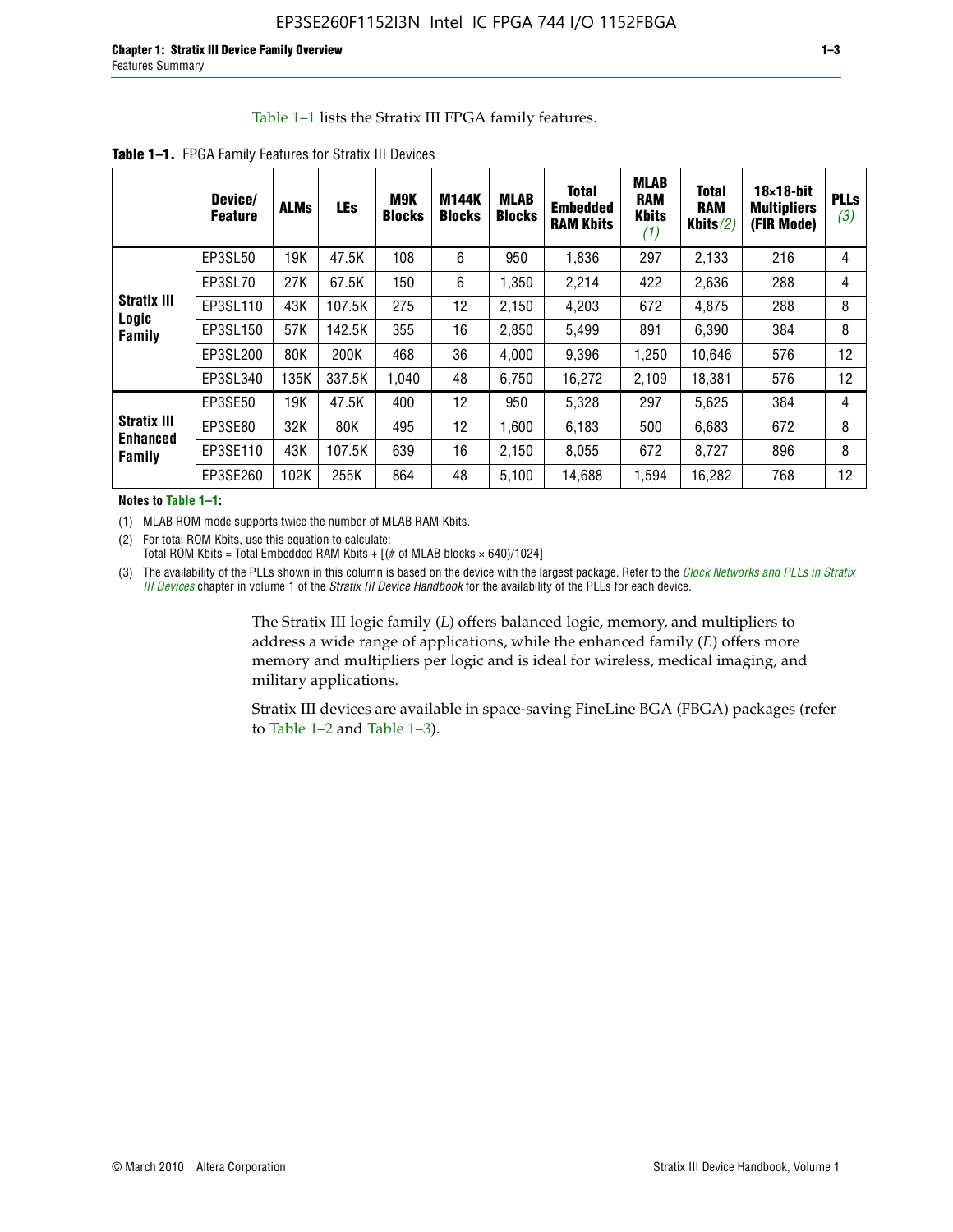Table 1–1 lists the Stratix III FPGA family features.

**Table 1–1.** FPGA Family Features for Stratix III Devices

| | Device/ Feature | ALMs | LEs | M9K Blocks | M144K Blocks | MLAB Blocks | Total Embedded RAM Kbits | MLAB RAM Kbits *(1)* | Total RAM Kbits *(2)* | 18×18-bit Multipliers (FIR Mode) | PLLs *(3)* |
|---|---|---|---|---|---|---|---|---|---|---|---|
| **Stratix III Logic Family** | EP3SL50 | 19K | 47.5K | 108 | 6 | 950 | 1,836 | 297 | 2,133 | 216 | 4 |
| | EP3SL70 | 27K | 67.5K | 150 | 6 | 1,350 | 2,214 | 422 | 2,636 | 288 | 4 |
| | EP3SL110 | 43K | 107.5K | 275 | 12 | 2,150 | 4,203 | 672 | 4,875 | 288 | 8 |
| | EP3SL150 | 57K | 142.5K | 355 | 16 | 2,850 | 5,499 | 891 | 6,390 | 384 | 8 |
| | EP3SL200 | 80K | 200K | 468 | 36 | 4,000 | 9,396 | 1,250 | 10,646 | 576 | 12 |
| | EP3SL340 | 135K | 337.5K | 1,040 | 48 | 6,750 | 16,272 | 2,109 | 18,381 | 576 | 12 |
| **Stratix III Enhanced Family** | EP3SE50 | 19K | 47.5K | 400 | 12 | 950 | 5,328 | 297 | 5,625 | 384 | 4 |
| | EP3SE80 | 32K | 80K | 495 | 12 | 1,600 | 6,183 | 500 | 6,683 | 672 | 8 |
| | EP3SE110 | 43K | 107.5K | 639 | 16 | 2,150 | 8,055 | 672 | 8,727 | 896 | 8 |
| | EP3SE260 | 102K | 255K | 864 | 48 | 5,100 | 14,688 | 1,594 | 16,282 | 768 | 12 |

**Notes to Table 1–1:**

(1) MLAB ROM mode supports twice the number of MLAB RAM Kbits.

(2) For total ROM Kbits, use this equation to calculate:
Total ROM Kbits = Total Embedded RAM Kbits + [(# of MLAB blocks × 640)/1024]

(3) The availability of the PLLs shown in this column is based on the device with the largest package. Refer to the *Clock Networks and PLLs in Stratix III Devices* chapter in volume 1 of the *Stratix III Device Handbook* for the availability of the PLLs for each device.

The Stratix III logic family (*L*) offers balanced logic, memory, and multipliers to address a wide range of applications, while the enhanced family (*E*) offers more memory and multipliers per logic and is ideal for wireless, medical imaging, and military applications.

Stratix III devices are available in space-saving FineLine BGA (FBGA) packages (refer to Table 1–2 and Table 1–3).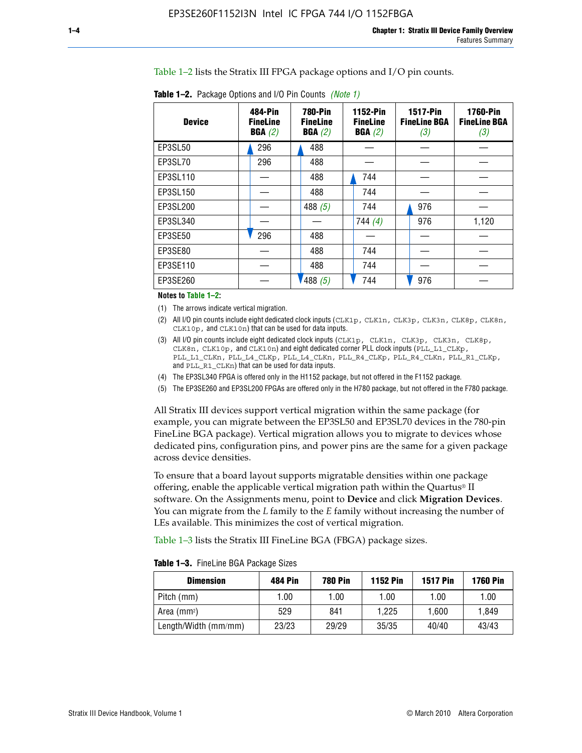Table 1–2 lists the Stratix III FPGA package options and I/O pin counts.

**Table 1–2.** Package Options and I/O Pin Counts *(Note 1)*

| Device | 484-Pin FineLine BGA *(2)* | 780-Pin FineLine BGA *(2)* | 1152-Pin FineLine BGA *(2)* | 1517-Pin FineLine BGA *(3)* | 1760-Pin FineLine BGA *(3)* |
|---|---|---|---|---|---|
| EP3SL50 | 296 | 488 | — | — | — |
| EP3SL70 | 296 | 488 | — | — | — |
| EP3SL110 | — | 488 | 744 | — | — |
| EP3SL150 | — | 488 | 744 | — | — |
| EP3SL200 | — | 488 *(5)* | 744 | 976 | — |
| EP3SL340 | — | — | 744 *(4)* | 976 | 1,120 |
| EP3SE50 | 296 | 488 | — | — | — |
| EP3SE80 | — | 488 | 744 | — | — |
| EP3SE110 | — | 488 | 744 | — | — |
| EP3SE260 | — | 488 *(5)* | 744 | 976 | — |

**Notes to Table 1–2:**

(1) The arrows indicate vertical migration.

(2) All I/O pin counts include eight dedicated clock inputs (CLK1p, CLK1n, CLK3p, CLK3n, CLK8p, CLK8n, CLK10p, and CLK10n) that can be used for data inputs.

(3) All I/O pin counts include eight dedicated clock inputs (CLK1p, CLK1n, CLK3p, CLK3n, CLK8p, CLK8n, CLK10p, and CLK10n) and eight dedicated corner PLL clock inputs (PLL_L1_CLKp, PLL_L1_CLKn, PLL_L4_CLKp, PLL_L4_CLKn, PLL_R4_CLKp, PLL_R4_CLKn, PLL_R1_CLKp, and PLL_R1_CLKn) that can be used for data inputs.

(4) The EP3SL340 FPGA is offered only in the H1152 package, but not offered in the F1152 package.

(5) The EP3SE260 and EP3SL200 FPGAs are offered only in the H780 package, but not offered in the F780 package.

All Stratix III devices support vertical migration within the same package (for example, you can migrate between the EP3SL50 and EP3SL70 devices in the 780-pin FineLine BGA package). Vertical migration allows you to migrate to devices whose dedicated pins, configuration pins, and power pins are the same for a given package across device densities.

To ensure that a board layout supports migratable densities within one package offering, enable the applicable vertical migration path within the Quartus® II software. On the Assignments menu, point to **Device** and click **Migration Devices**. You can migrate from the *L* family to the *E* family without increasing the number of LEs available. This minimizes the cost of vertical migration.

Table 1–3 lists the Stratix III FineLine BGA (FBGA) package sizes.

**Table 1–3.** FineLine BGA Package Sizes

| Dimension | 484 Pin | 780 Pin | 1152 Pin | 1517 Pin | 1760 Pin |
|---|---|---|---|---|---|
| Pitch (mm) | 1.00 | 1.00 | 1.00 | 1.00 | 1.00 |
| Area ($mm^2$) | 529 | 841 | 1,225 | 1,600 | 1,849 |
| Length/Width (mm/mm) | 23/23 | 29/29 | 35/35 | 40/40 | 43/43 |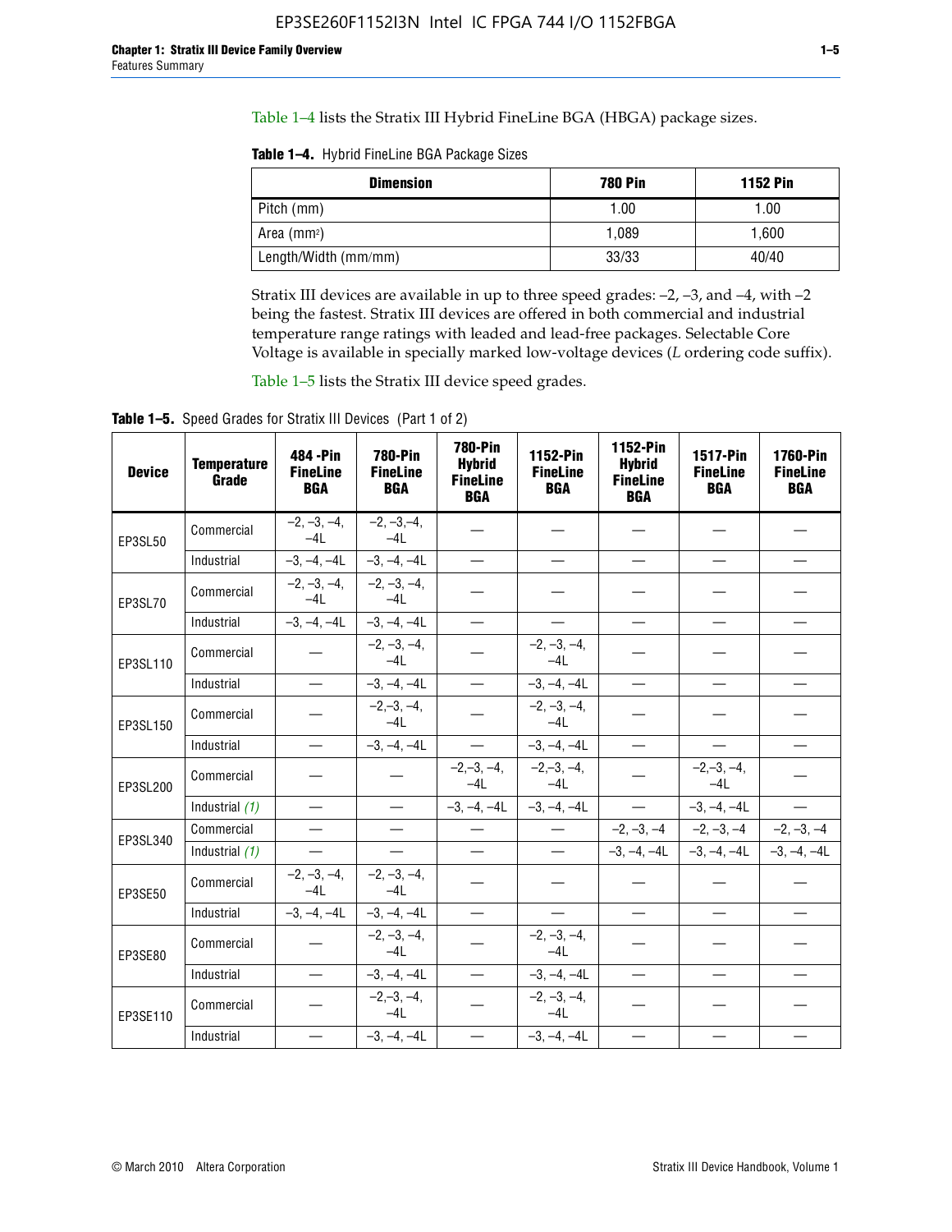Table 1–4 lists the Stratix III Hybrid FineLine BGA (HBGA) package sizes.

**Table 1–4.** Hybrid FineLine BGA Package Sizes

| Dimension | 780 Pin | 1152 Pin |
|---|---|---|
| Pitch (mm) | 1.00 | 1.00 |
| Area ($mm^2$) | 1,089 | 1,600 |
| Length/Width (mm/mm) | 33/33 | 40/40 |

Stratix III devices are available in up to three speed grades: –2, –3, and –4, with –2 being the fastest. Stratix III devices are offered in both commercial and industrial temperature range ratings with leaded and lead-free packages. Selectable Core Voltage is available in specially marked low-voltage devices (*L* ordering code suffix).

Table 1–5 lists the Stratix III device speed grades.

**Table 1–5.** Speed Grades for Stratix III Devices (Part 1 of 2)

| Device | Temperature Grade | 484 -Pin FineLine BGA | 780-Pin FineLine BGA | 780-Pin Hybrid FineLine BGA | 1152-Pin FineLine BGA | 1152-Pin Hybrid FineLine BGA | 1517-Pin FineLine BGA | 1760-Pin FineLine BGA |
|---|---|---|---|---|---|---|---|---|
| EP3SL50 | Commercial | –2, –3, –4, –4L | –2, –3,–4, –4L | — | — | — | — | — |
| | Industrial | –3, –4, –4L | –3, –4, –4L | — | — | — | — | — |
| EP3SL70 | Commercial | –2, –3, –4, –4L | –2, –3, –4, –4L | — | — | — | — | — |
| | Industrial | –3, –4, –4L | –3, –4, –4L | — | — | — | — | — |
| EP3SL110 | Commercial | — | –2, –3, –4, –4L | — | –2, –3, –4, –4L | — | — | — |
| | Industrial | — | –3, –4, –4L | — | –3, –4, –4L | — | — | — |
| EP3SL150 | Commercial | — | –2,–3, –4, –4L | — | –2, –3, –4, –4L | — | — | — |
| | Industrial | — | –3, –4, –4L | — | –3, –4, –4L | — | — | — |
| EP3SL200 | Commercial | — | — | –2,–3, –4, –4L | –2,–3, –4, –4L | — | –2,–3, –4, –4L | — |
| | Industrial *(1)* | — | — | –3, –4, –4L | –3, –4, –4L | — | –3, –4, –4L | — |
| EP3SL340 | Commercial | — | — | — | — | –2, –3, –4 | –2, –3, –4 | –2, –3, –4 |
| | Industrial *(1)* | — | — | — | — | –3, –4, –4L | –3, –4, –4L | –3, –4, –4L |
| EP3SE50 | Commercial | –2, –3, –4, –4L | –2, –3, –4, –4L | — | — | — | — | — |
| | Industrial | –3, –4, –4L | –3, –4, –4L | — | — | — | — | — |
| EP3SE80 | Commercial | — | –2, –3, –4, –4L | — | –2, –3, –4, –4L | — | — | — |
| | Industrial | — | –3, –4, –4L | — | –3, –4, –4L | — | — | — |
| EP3SE110 | Commercial | — | –2,–3, –4, –4L | — | –2, –3, –4, –4L | — | — | — |
| | Industrial | — | –3, –4, –4L | — | –3, –4, –4L | — | — | — |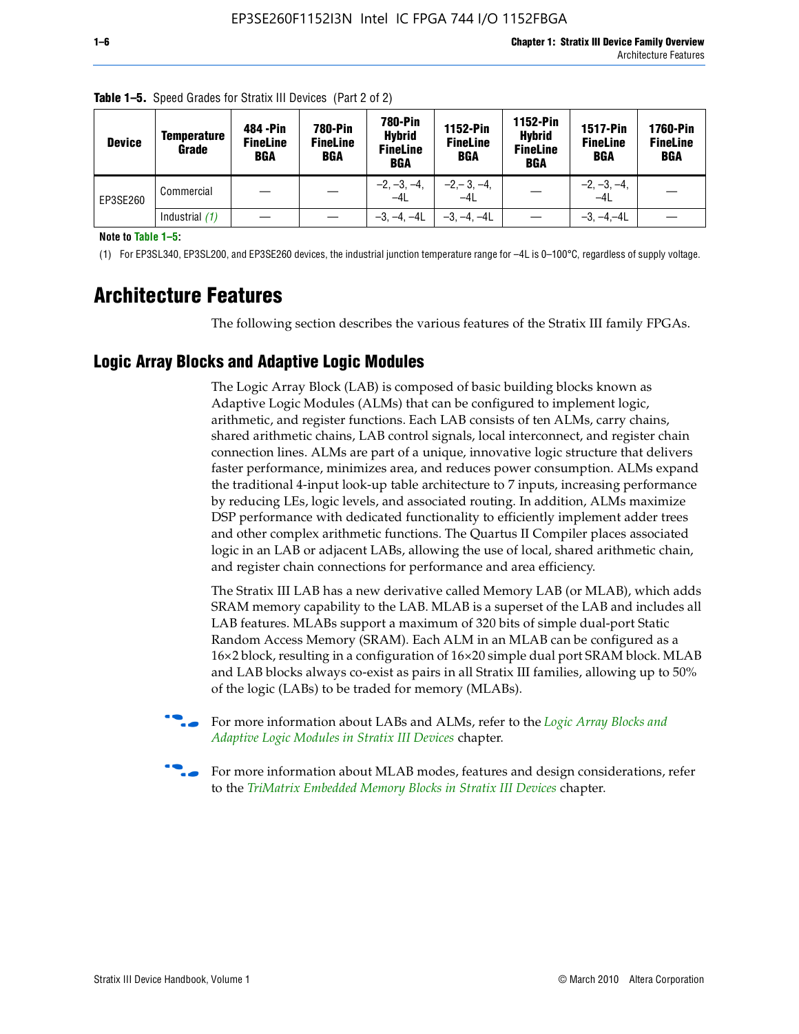**Table 1–5.** Speed Grades for Stratix III Devices (Part 2 of 2)

| Device | Temperature Grade | 484 -Pin FineLine BGA | 780-Pin FineLine BGA | 780-Pin Hybrid FineLine BGA | 1152-Pin FineLine BGA | 1152-Pin Hybrid FineLine BGA | 1517-Pin FineLine BGA | 1760-Pin FineLine BGA |
|---|---|---|---|---|---|---|---|---|
| EP3SE260 | Commercial | — | — | –2, –3, –4, –4L | –2,– 3, –4, –4L | — | –2, –3, –4, –4L | — |
| | Industrial *(1)* | — | — | –3, –4, –4L | –3, –4, –4L | — | –3, –4,–4L | — |

**Note to Table 1–5:**

(1) For EP3SL340, EP3SL200, and EP3SE260 devices, the industrial junction temperature range for –4L is 0–100°C, regardless of supply voltage.

# Architecture Features

The following section describes the various features of the Stratix III family FPGAs.

## Logic Array Blocks and Adaptive Logic Modules

The Logic Array Block (LAB) is composed of basic building blocks known as Adaptive Logic Modules (ALMs) that can be configured to implement logic, arithmetic, and register functions. Each LAB consists of ten ALMs, carry chains, shared arithmetic chains, LAB control signals, local interconnect, and register chain connection lines. ALMs are part of a unique, innovative logic structure that delivers faster performance, minimizes area, and reduces power consumption. ALMs expand the traditional 4-input look-up table architecture to 7 inputs, increasing performance by reducing LEs, logic levels, and associated routing. In addition, ALMs maximize DSP performance with dedicated functionality to efficiently implement adder trees and other complex arithmetic functions. The Quartus II Compiler places associated logic in an LAB or adjacent LABs, allowing the use of local, shared arithmetic chain, and register chain connections for performance and area efficiency.

The Stratix III LAB has a new derivative called Memory LAB (or MLAB), which adds SRAM memory capability to the LAB. MLAB is a superset of the LAB and includes all LAB features. MLABs support a maximum of 320 bits of simple dual-port Static Random Access Memory (SRAM). Each ALM in an MLAB can be configured as a 16×2 block, resulting in a configuration of 16×20 simple dual port SRAM block. MLAB and LAB blocks always co-exist as pairs in all Stratix III families, allowing up to 50% of the logic (LABs) to be traded for memory (MLABs).

For more information about LABs and ALMs, refer to the *Logic Array Blocks and Adaptive Logic Modules in Stratix III Devices* chapter.

For more information about MLAB modes, features and design considerations, refer to the *TriMatrix Embedded Memory Blocks in Stratix III Devices* chapter.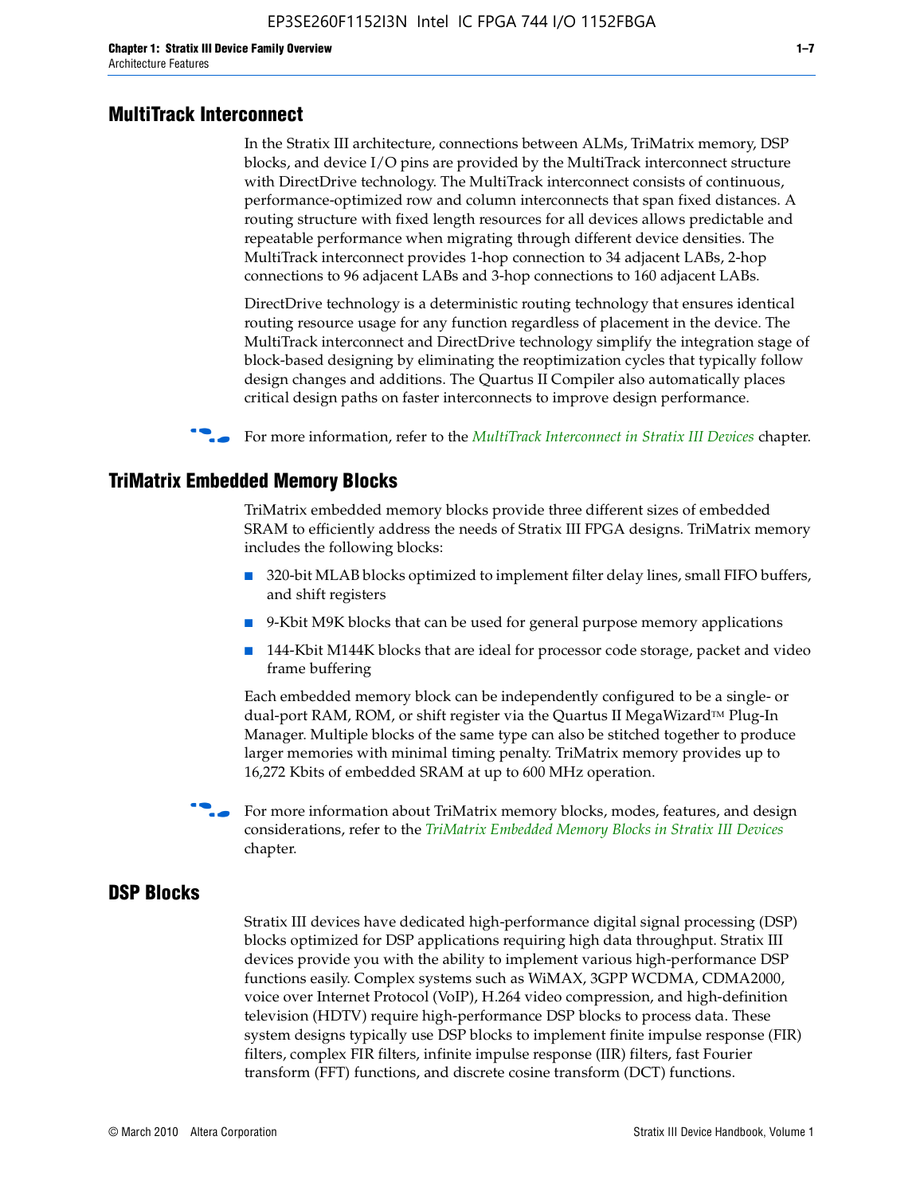## MultiTrack Interconnect

In the Stratix III architecture, connections between ALMs, TriMatrix memory, DSP blocks, and device I/O pins are provided by the MultiTrack interconnect structure with DirectDrive technology. The MultiTrack interconnect consists of continuous, performance-optimized row and column interconnects that span fixed distances. A routing structure with fixed length resources for all devices allows predictable and repeatable performance when migrating through different device densities. The MultiTrack interconnect provides 1-hop connection to 34 adjacent LABs, 2-hop connections to 96 adjacent LABs and 3-hop connections to 160 adjacent LABs.

DirectDrive technology is a deterministic routing technology that ensures identical routing resource usage for any function regardless of placement in the device. The MultiTrack interconnect and DirectDrive technology simplify the integration stage of block-based designing by eliminating the reoptimization cycles that typically follow design changes and additions. The Quartus II Compiler also automatically places critical design paths on faster interconnects to improve design performance.

For more information, refer to the *MultiTrack Interconnect in Stratix III Devices* chapter.

## TriMatrix Embedded Memory Blocks

TriMatrix embedded memory blocks provide three different sizes of embedded SRAM to efficiently address the needs of Stratix III FPGA designs. TriMatrix memory includes the following blocks:

- 320-bit MLAB blocks optimized to implement filter delay lines, small FIFO buffers, and shift registers
- 9-Kbit M9K blocks that can be used for general purpose memory applications
- 144-Kbit M144K blocks that are ideal for processor code storage, packet and video frame buffering

Each embedded memory block can be independently configured to be a single- or dual-port RAM, ROM, or shift register via the Quartus II MegaWizard™ Plug-In Manager. Multiple blocks of the same type can also be stitched together to produce larger memories with minimal timing penalty. TriMatrix memory provides up to 16,272 Kbits of embedded SRAM at up to 600 MHz operation.

For more information about TriMatrix memory blocks, modes, features, and design considerations, refer to the *TriMatrix Embedded Memory Blocks in Stratix III Devices* chapter.

## DSP Blocks

Stratix III devices have dedicated high-performance digital signal processing (DSP) blocks optimized for DSP applications requiring high data throughput. Stratix III devices provide you with the ability to implement various high-performance DSP functions easily. Complex systems such as WiMAX, 3GPP WCDMA, CDMA2000, voice over Internet Protocol (VoIP), H.264 video compression, and high-definition television (HDTV) require high-performance DSP blocks to process data. These system designs typically use DSP blocks to implement finite impulse response (FIR) filters, complex FIR filters, infinite impulse response (IIR) filters, fast Fourier transform (FFT) functions, and discrete cosine transform (DCT) functions.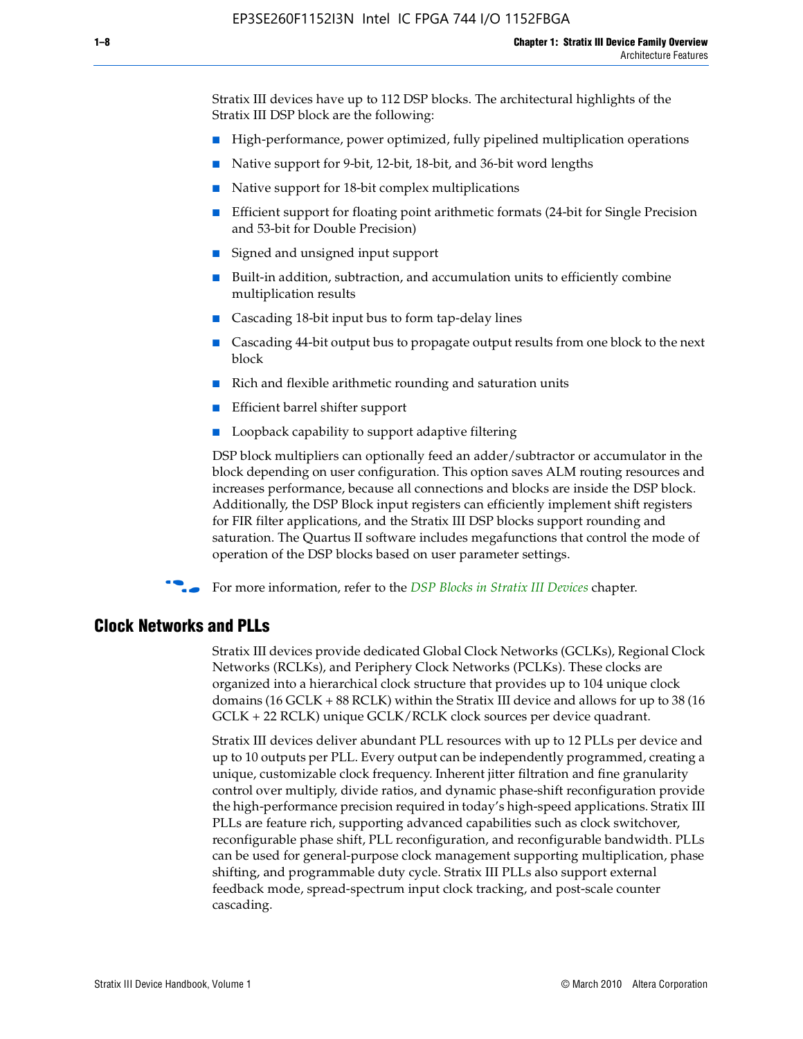Stratix III devices have up to 112 DSP blocks. The architectural highlights of the Stratix III DSP block are the following:

- High-performance, power optimized, fully pipelined multiplication operations
- Native support for 9-bit, 12-bit, 18-bit, and 36-bit word lengths
- Native support for 18-bit complex multiplications
- Efficient support for floating point arithmetic formats (24-bit for Single Precision and 53-bit for Double Precision)
- Signed and unsigned input support
- Built-in addition, subtraction, and accumulation units to efficiently combine multiplication results
- Cascading 18-bit input bus to form tap-delay lines
- Cascading 44-bit output bus to propagate output results from one block to the next block
- Rich and flexible arithmetic rounding and saturation units
- Efficient barrel shifter support
- Loopback capability to support adaptive filtering

DSP block multipliers can optionally feed an adder/subtractor or accumulator in the block depending on user configuration. This option saves ALM routing resources and increases performance, because all connections and blocks are inside the DSP block. Additionally, the DSP Block input registers can efficiently implement shift registers for FIR filter applications, and the Stratix III DSP blocks support rounding and saturation. The Quartus II software includes megafunctions that control the mode of operation of the DSP blocks based on user parameter settings.

For more information, refer to the *DSP Blocks in Stratix III Devices* chapter.

## Clock Networks and PLLs

Stratix III devices provide dedicated Global Clock Networks (GCLKs), Regional Clock Networks (RCLKs), and Periphery Clock Networks (PCLKs). These clocks are organized into a hierarchical clock structure that provides up to 104 unique clock domains (16 GCLK + 88 RCLK) within the Stratix III device and allows for up to 38 (16 GCLK + 22 RCLK) unique GCLK/RCLK clock sources per device quadrant.

Stratix III devices deliver abundant PLL resources with up to 12 PLLs per device and up to 10 outputs per PLL. Every output can be independently programmed, creating a unique, customizable clock frequency. Inherent jitter filtration and fine granularity control over multiply, divide ratios, and dynamic phase-shift reconfiguration provide the high-performance precision required in today's high-speed applications. Stratix III PLLs are feature rich, supporting advanced capabilities such as clock switchover, reconfigurable phase shift, PLL reconfiguration, and reconfigurable bandwidth. PLLs can be used for general-purpose clock management supporting multiplication, phase shifting, and programmable duty cycle. Stratix III PLLs also support external feedback mode, spread-spectrum input clock tracking, and post-scale counter cascading.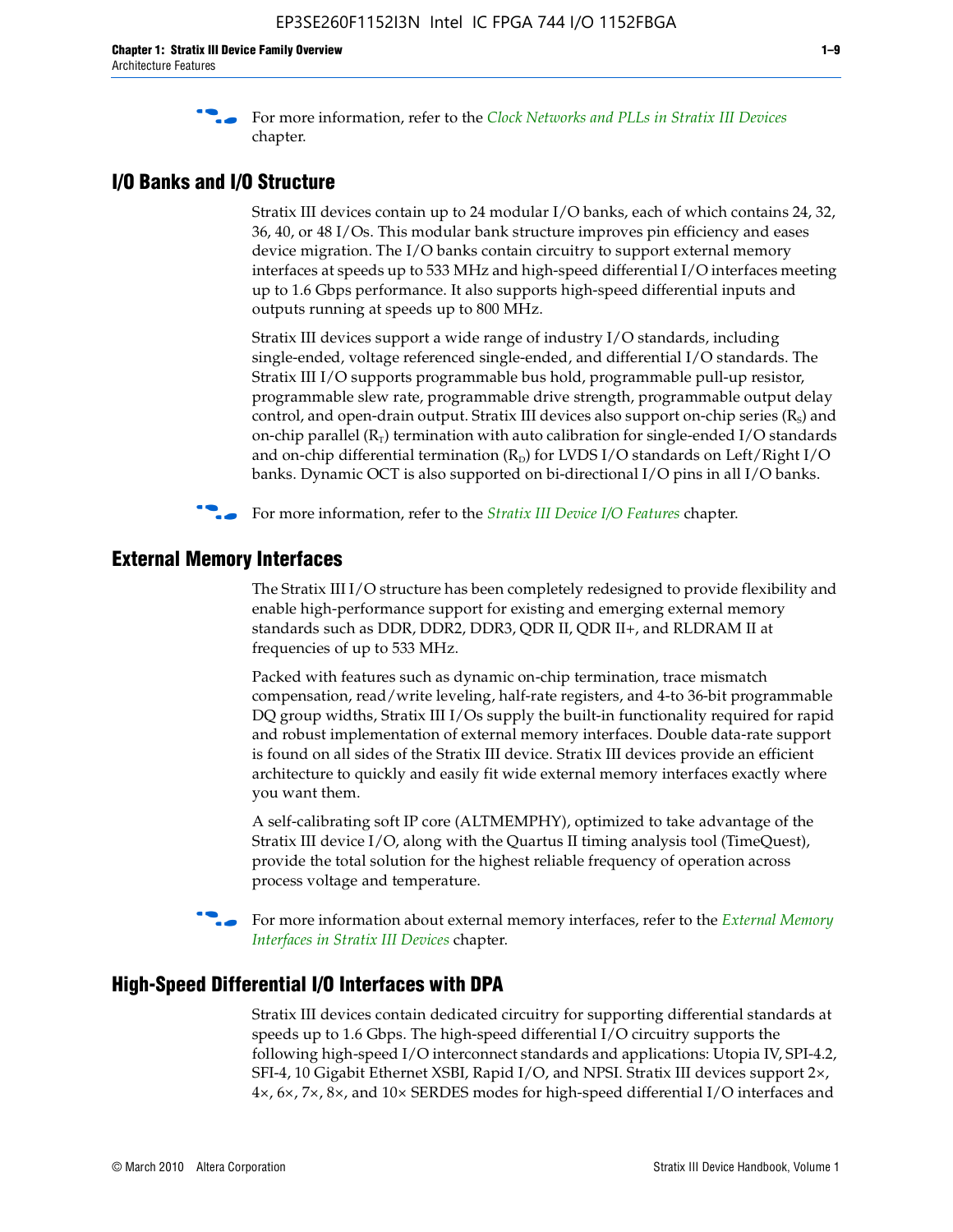For more information, refer to the *Clock Networks and PLLs in Stratix III Devices* chapter.

## I/O Banks and I/O Structure

Stratix III devices contain up to 24 modular I/O banks, each of which contains 24, 32, 36, 40, or 48 I/Os. This modular bank structure improves pin efficiency and eases device migration. The I/O banks contain circuitry to support external memory interfaces at speeds up to 533 MHz and high-speed differential I/O interfaces meeting up to 1.6 Gbps performance. It also supports high-speed differential inputs and outputs running at speeds up to 800 MHz.

Stratix III devices support a wide range of industry I/O standards, including single-ended, voltage referenced single-ended, and differential I/O standards. The Stratix III I/O supports programmable bus hold, programmable pull-up resistor, programmable slew rate, programmable drive strength, programmable output delay control, and open-drain output. Stratix III devices also support on-chip series ($R_S$) and on-chip parallel ($R_T$) termination with auto calibration for single-ended I/O standards and on-chip differential termination ($R_D$) for LVDS I/O standards on Left/Right I/O banks. Dynamic OCT is also supported on bi-directional I/O pins in all I/O banks.

For more information, refer to the *Stratix III Device I/O Features* chapter.

## External Memory Interfaces

The Stratix III I/O structure has been completely redesigned to provide flexibility and enable high-performance support for existing and emerging external memory standards such as DDR, DDR2, DDR3, QDR II, QDR II+, and RLDRAM II at frequencies of up to 533 MHz.

Packed with features such as dynamic on-chip termination, trace mismatch compensation, read/write leveling, half-rate registers, and 4-to 36-bit programmable DQ group widths, Stratix III I/Os supply the built-in functionality required for rapid and robust implementation of external memory interfaces. Double data-rate support is found on all sides of the Stratix III device. Stratix III devices provide an efficient architecture to quickly and easily fit wide external memory interfaces exactly where you want them.

A self-calibrating soft IP core (ALTMEMPHY), optimized to take advantage of the Stratix III device I/O, along with the Quartus II timing analysis tool (TimeQuest), provide the total solution for the highest reliable frequency of operation across process voltage and temperature.

For more information about external memory interfaces, refer to the *External Memory Interfaces in Stratix III Devices* chapter.

## High-Speed Differential I/O Interfaces with DPA

Stratix III devices contain dedicated circuitry for supporting differential standards at speeds up to 1.6 Gbps. The high-speed differential I/O circuitry supports the following high-speed I/O interconnect standards and applications: Utopia IV, SPI-4.2, SFI-4, 10 Gigabit Ethernet XSBI, Rapid I/O, and NPSI. Stratix III devices support 2×, 4×, 6×, 7×, 8×, and 10× SERDES modes for high-speed differential I/O interfaces and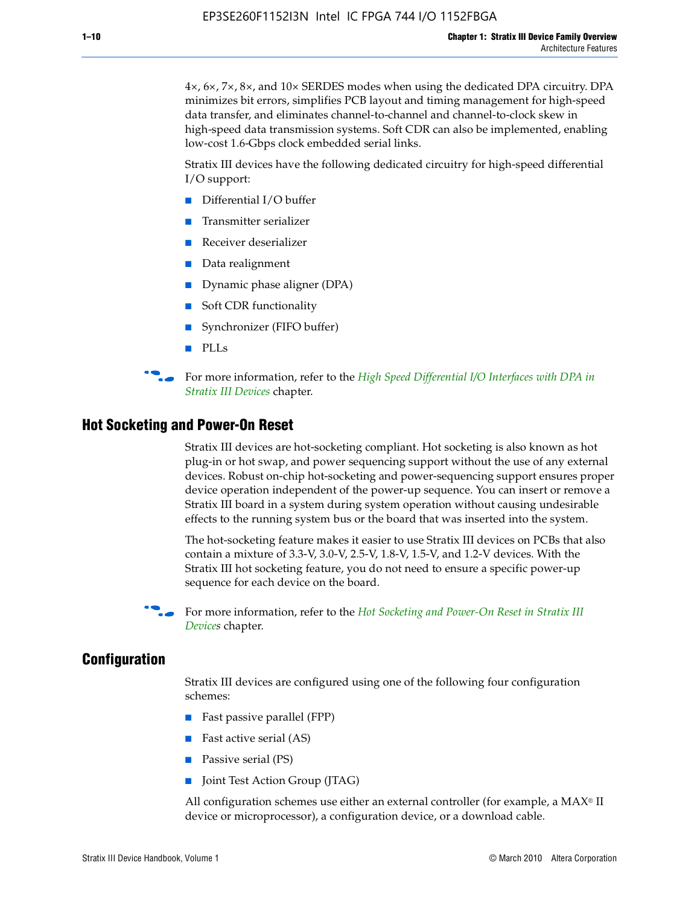4×, 6×, 7×, 8×, and 10× SERDES modes when using the dedicated DPA circuitry. DPA minimizes bit errors, simplifies PCB layout and timing management for high-speed data transfer, and eliminates channel-to-channel and channel-to-clock skew in high-speed data transmission systems. Soft CDR can also be implemented, enabling low-cost 1.6-Gbps clock embedded serial links.

Stratix III devices have the following dedicated circuitry for high-speed differential I/O support:

- Differential I/O buffer
- Transmitter serializer
- Receiver deserializer
- Data realignment
- Dynamic phase aligner (DPA)
- Soft CDR functionality
- Synchronizer (FIFO buffer)
- PLLs

For more information, refer to the *High Speed Differential I/O Interfaces with DPA in Stratix III Devices* chapter.

## Hot Socketing and Power-On Reset

Stratix III devices are hot-socketing compliant. Hot socketing is also known as hot plug-in or hot swap, and power sequencing support without the use of any external devices. Robust on-chip hot-socketing and power-sequencing support ensures proper device operation independent of the power-up sequence. You can insert or remove a Stratix III board in a system during system operation without causing undesirable effects to the running system bus or the board that was inserted into the system.

The hot-socketing feature makes it easier to use Stratix III devices on PCBs that also contain a mixture of 3.3-V, 3.0-V, 2.5-V, 1.8-V, 1.5-V, and 1.2-V devices. With the Stratix III hot socketing feature, you do not need to ensure a specific power-up sequence for each device on the board.

For more information, refer to the *Hot Socketing and Power-On Reset in Stratix III Devices* chapter.

## Configuration

Stratix III devices are configured using one of the following four configuration schemes:

- Fast passive parallel (FPP)
- Fast active serial (AS)
- Passive serial (PS)
- Joint Test Action Group (JTAG)

All configuration schemes use either an external controller (for example, a MAX® II device or microprocessor), a configuration device, or a download cable.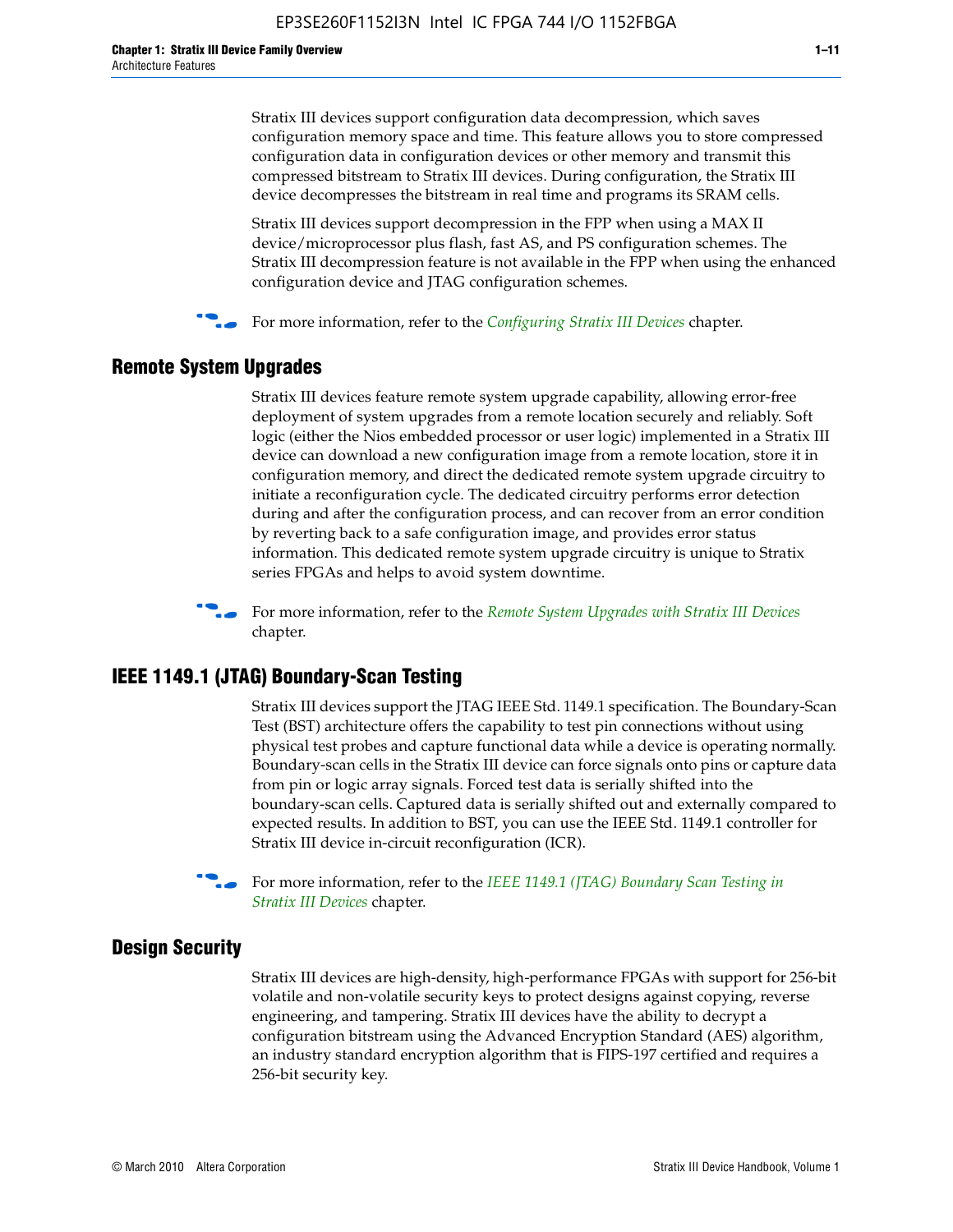Stratix III devices support configuration data decompression, which saves configuration memory space and time. This feature allows you to store compressed configuration data in configuration devices or other memory and transmit this compressed bitstream to Stratix III devices. During configuration, the Stratix III device decompresses the bitstream in real time and programs its SRAM cells.

Stratix III devices support decompression in the FPP when using a MAX II device/microprocessor plus flash, fast AS, and PS configuration schemes. The Stratix III decompression feature is not available in the FPP when using the enhanced configuration device and JTAG configuration schemes.

For more information, refer to the *Configuring Stratix III Devices* chapter.

## Remote System Upgrades

Stratix III devices feature remote system upgrade capability, allowing error-free deployment of system upgrades from a remote location securely and reliably. Soft logic (either the Nios embedded processor or user logic) implemented in a Stratix III device can download a new configuration image from a remote location, store it in configuration memory, and direct the dedicated remote system upgrade circuitry to initiate a reconfiguration cycle. The dedicated circuitry performs error detection during and after the configuration process, and can recover from an error condition by reverting back to a safe configuration image, and provides error status information. This dedicated remote system upgrade circuitry is unique to Stratix series FPGAs and helps to avoid system downtime.

For more information, refer to the *Remote System Upgrades with Stratix III Devices* chapter.

## IEEE 1149.1 (JTAG) Boundary-Scan Testing

Stratix III devices support the JTAG IEEE Std. 1149.1 specification. The Boundary-Scan Test (BST) architecture offers the capability to test pin connections without using physical test probes and capture functional data while a device is operating normally. Boundary-scan cells in the Stratix III device can force signals onto pins or capture data from pin or logic array signals. Forced test data is serially shifted into the boundary-scan cells. Captured data is serially shifted out and externally compared to expected results. In addition to BST, you can use the IEEE Std. 1149.1 controller for Stratix III device in-circuit reconfiguration (ICR).

For more information, refer to the *IEEE 1149.1 (JTAG) Boundary Scan Testing in Stratix III Devices* chapter.

## Design Security

Stratix III devices are high-density, high-performance FPGAs with support for 256-bit volatile and non-volatile security keys to protect designs against copying, reverse engineering, and tampering. Stratix III devices have the ability to decrypt a configuration bitstream using the Advanced Encryption Standard (AES) algorithm, an industry standard encryption algorithm that is FIPS-197 certified and requires a 256-bit security key.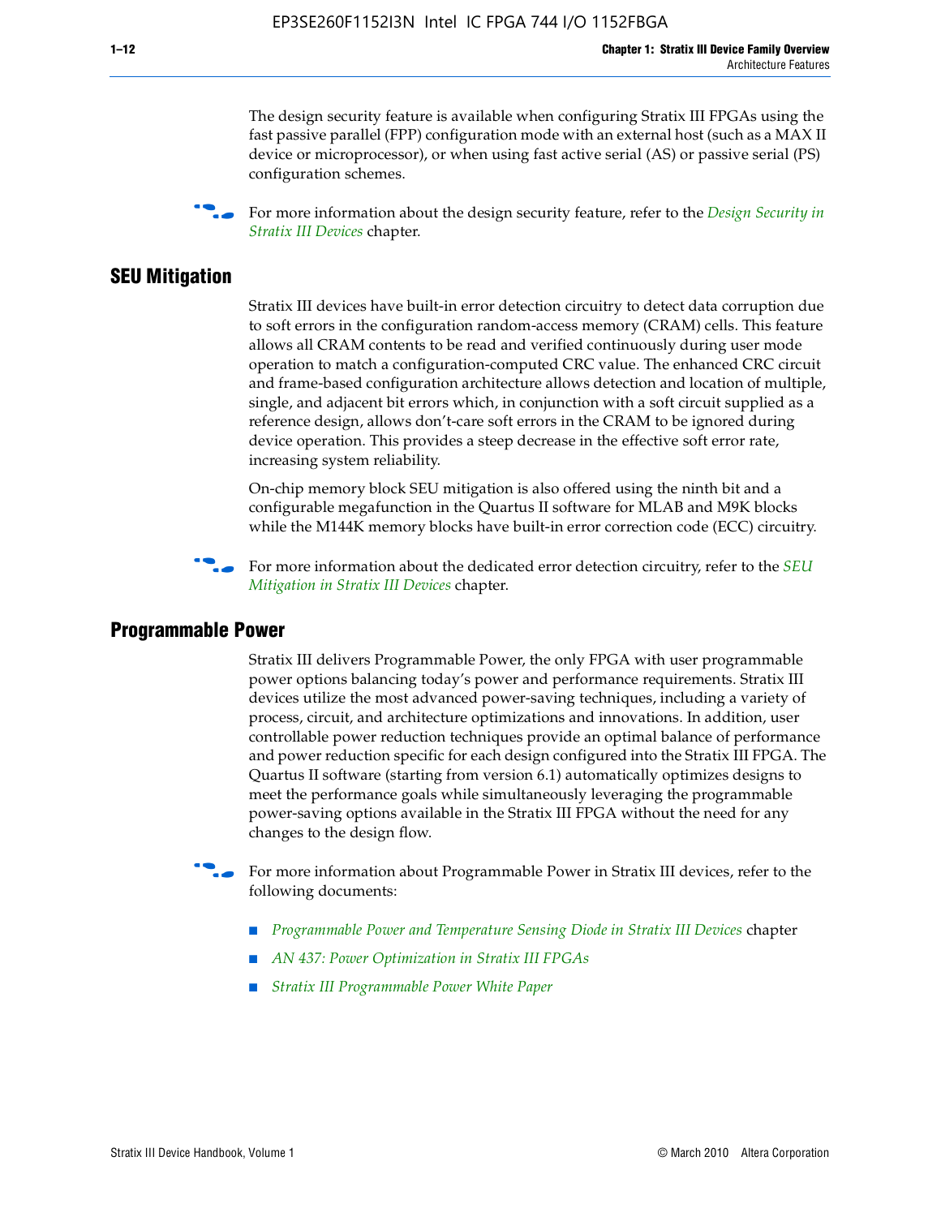The design security feature is available when configuring Stratix III FPGAs using the fast passive parallel (FPP) configuration mode with an external host (such as a MAX II device or microprocessor), or when using fast active serial (AS) or passive serial (PS) configuration schemes.

For more information about the design security feature, refer to the *Design Security in Stratix III Devices* chapter.

## SEU Mitigation

Stratix III devices have built-in error detection circuitry to detect data corruption due to soft errors in the configuration random-access memory (CRAM) cells. This feature allows all CRAM contents to be read and verified continuously during user mode operation to match a configuration-computed CRC value. The enhanced CRC circuit and frame-based configuration architecture allows detection and location of multiple, single, and adjacent bit errors which, in conjunction with a soft circuit supplied as a reference design, allows don't-care soft errors in the CRAM to be ignored during device operation. This provides a steep decrease in the effective soft error rate, increasing system reliability.

On-chip memory block SEU mitigation is also offered using the ninth bit and a configurable megafunction in the Quartus II software for MLAB and M9K blocks while the M144K memory blocks have built-in error correction code (ECC) circuitry.

For more information about the dedicated error detection circuitry, refer to the *SEU Mitigation in Stratix III Devices* chapter.

## Programmable Power

Stratix III delivers Programmable Power, the only FPGA with user programmable power options balancing today's power and performance requirements. Stratix III devices utilize the most advanced power-saving techniques, including a variety of process, circuit, and architecture optimizations and innovations. In addition, user controllable power reduction techniques provide an optimal balance of performance and power reduction specific for each design configured into the Stratix III FPGA. The Quartus II software (starting from version 6.1) automatically optimizes designs to meet the performance goals while simultaneously leveraging the programmable power-saving options available in the Stratix III FPGA without the need for any changes to the design flow.

For more information about Programmable Power in Stratix III devices, refer to the following documents:

- *Programmable Power and Temperature Sensing Diode in Stratix III Devices* chapter
- *AN 437: Power Optimization in Stratix III FPGAs*
- *Stratix III Programmable Power White Paper*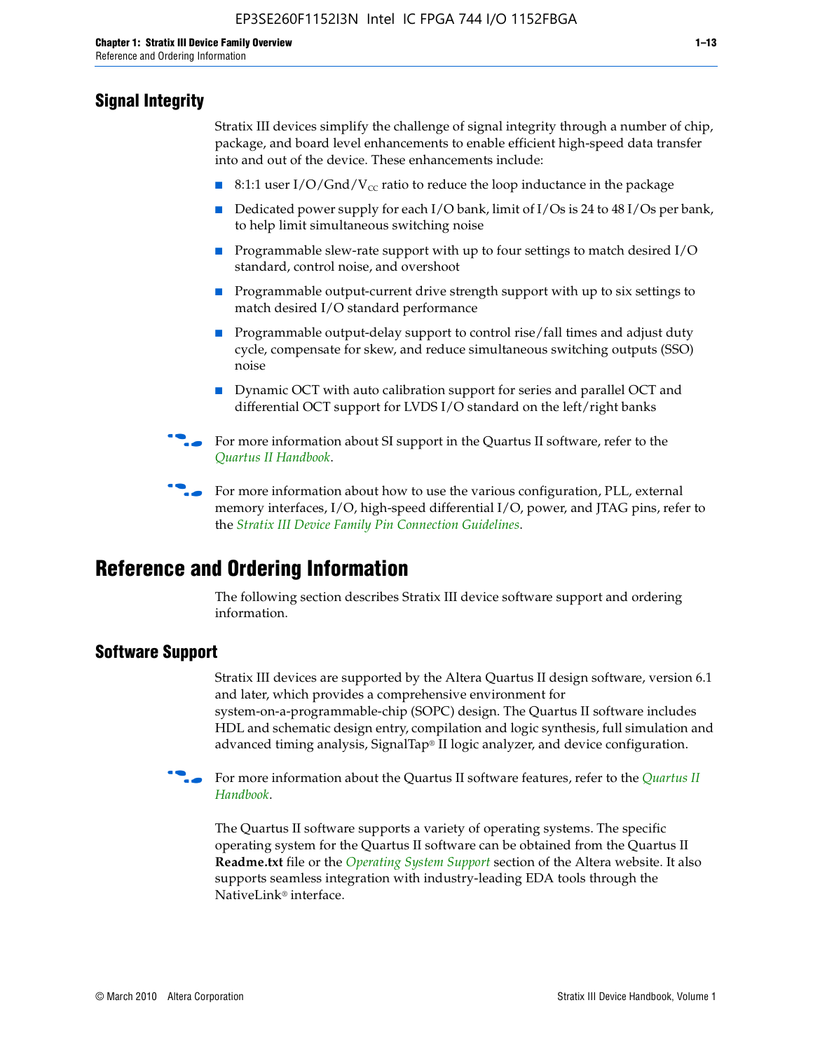## Signal Integrity

Stratix III devices simplify the challenge of signal integrity through a number of chip, package, and board level enhancements to enable efficient high-speed data transfer into and out of the device. These enhancements include:

- 8:1:1 user I/O/Gnd/$V_{CC}$ ratio to reduce the loop inductance in the package
- Dedicated power supply for each I/O bank, limit of I/Os is 24 to 48 I/Os per bank, to help limit simultaneous switching noise
- Programmable slew-rate support with up to four settings to match desired I/O standard, control noise, and overshoot
- Programmable output-current drive strength support with up to six settings to match desired I/O standard performance
- Programmable output-delay support to control rise/fall times and adjust duty cycle, compensate for skew, and reduce simultaneous switching outputs (SSO) noise
- Dynamic OCT with auto calibration support for series and parallel OCT and differential OCT support for LVDS I/O standard on the left/right banks

For more information about SI support in the Quartus II software, refer to the *Quartus II Handbook*.

For more information about how to use the various configuration, PLL, external memory interfaces, I/O, high-speed differential I/O, power, and JTAG pins, refer to the *Stratix III Device Family Pin Connection Guidelines*.

# Reference and Ordering Information

The following section describes Stratix III device software support and ordering information.

## Software Support

Stratix III devices are supported by the Altera Quartus II design software, version 6.1 and later, which provides a comprehensive environment for system-on-a-programmable-chip (SOPC) design. The Quartus II software includes HDL and schematic design entry, compilation and logic synthesis, full simulation and advanced timing analysis, SignalTap® II logic analyzer, and device configuration.

For more information about the Quartus II software features, refer to the *Quartus II Handbook*.

The Quartus II software supports a variety of operating systems. The specific operating system for the Quartus II software can be obtained from the Quartus II **Readme.txt** file or the *Operating System Support* section of the Altera website. It also supports seamless integration with industry-leading EDA tools through the NativeLink® interface.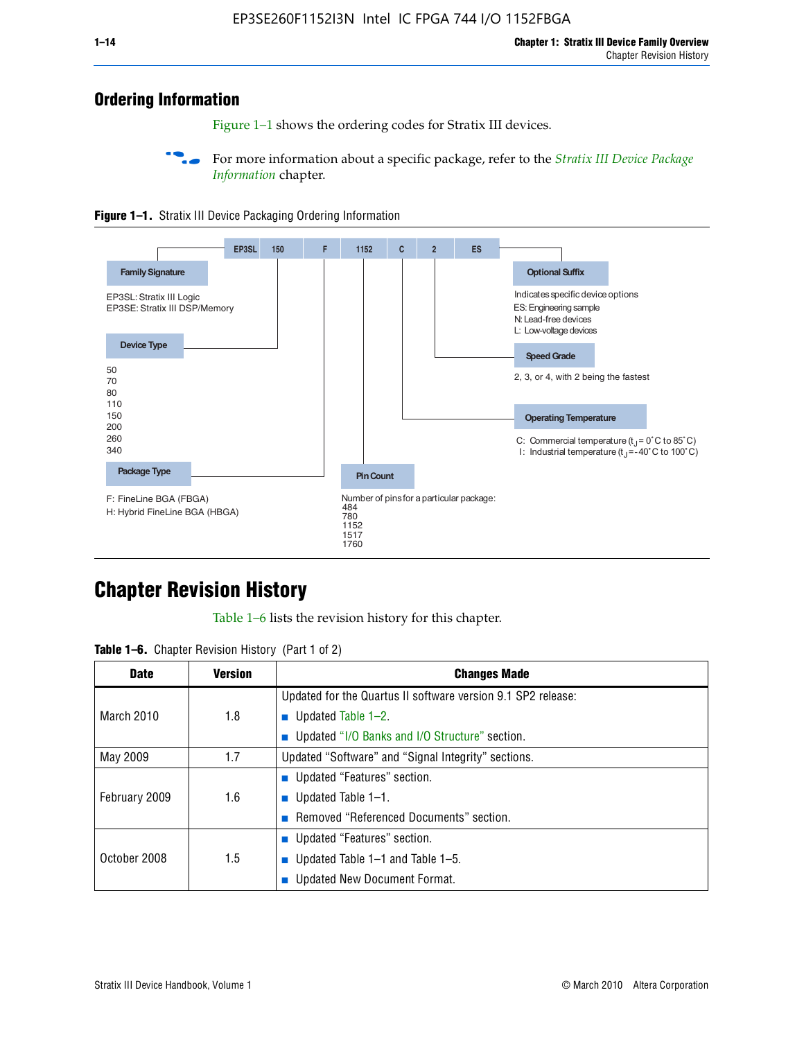## Ordering Information

Figure 1–1 shows the ordering codes for Stratix III devices.

For more information about a specific package, refer to the *Stratix III Device Package Information* chapter.

**Figure 1–1.** Stratix III Device Packaging Ordering Information

EP3SL 150 F 1152 C 2 ES

**Family Signature**

EP3SL: Stratix III Logic
EP3SE: Stratix III DSP/Memory

**Device Type**

50
70
80
110
150
200
260
340

**Package Type**

F: FineLine BGA (FBGA)
H: Hybrid FineLine BGA (HBGA)

**Pin Count**

Number of pins for a particular package:
484
780
1152
1517
1760

**Optional Suffix**

Indicates specific device options
ES: Engineering sample
N: Lead-free devices
L: Low-voltage devices

**Speed Grade**

2, 3, or 4, with 2 being the fastest

**Operating Temperature**

C: Commercial temperature ($t_J$ = 0°C to 85°C)
I: Industrial temperature ($t_J$ = -40°C to 100°C)

## Chapter Revision History

Table 1–6 lists the revision history for this chapter.

**Table 1–6.** Chapter Revision History (Part 1 of 2)

| Date | Version | Changes Made |
|---|---|---|
| March 2010 | 1.8 | Updated for the Quartus II software version 9.1 SP2 release: <br> ■ Updated Table 1–2. <br> ■ Updated "I/O Banks and I/O Structure" section. |
| May 2009 | 1.7 | Updated "Software" and "Signal Integrity" sections. |
| February 2009 | 1.6 | ■ Updated "Features" section. <br> ■ Updated Table 1–1. <br> ■ Removed "Referenced Documents" section. |
| October 2008 | 1.5 | ■ Updated "Features" section. <br> ■ Updated Table 1–1 and Table 1–5. <br> ■ Updated New Document Format. |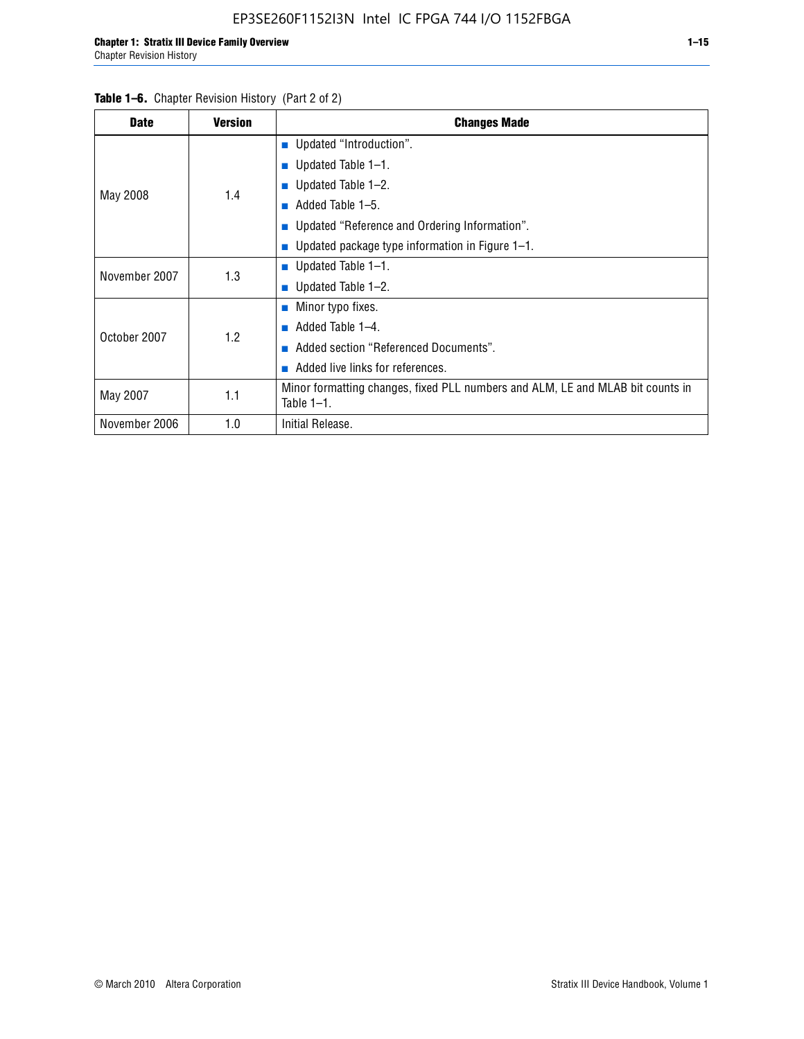**Table 1–6.** Chapter Revision History (Part 2 of 2)

| Date | Version | Changes Made |
|---|---|---|
| May 2008 | 1.4 | ■ Updated "Introduction".<br>■ Updated Table 1–1.<br>■ Updated Table 1–2.<br>■ Added Table 1–5.<br>■ Updated "Reference and Ordering Information".<br>■ Updated package type information in Figure 1–1. |
| November 2007 | 1.3 | ■ Updated Table 1–1.<br>■ Updated Table 1–2. |
| October 2007 | 1.2 | ■ Minor typo fixes.<br>■ Added Table 1–4.<br>■ Added section "Referenced Documents".<br>■ Added live links for references. |
| May 2007 | 1.1 | Minor formatting changes, fixed PLL numbers and ALM, LE and MLAB bit counts in Table 1–1. |
| November 2006 | 1.0 | Initial Release. |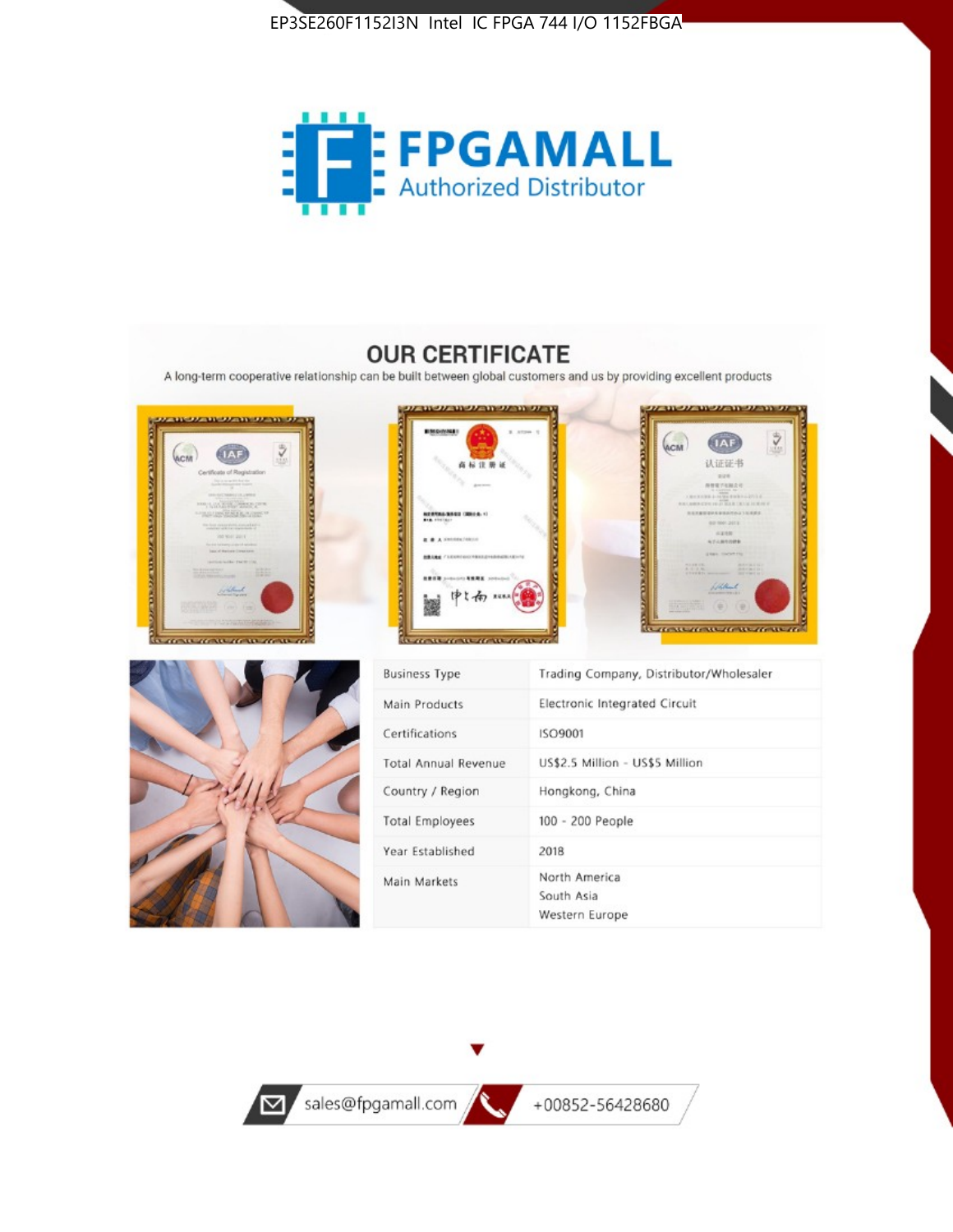FPGAMALL
Authorized Distributor

## OUR CERTIFICATE

A long-term cooperative relationship can be built between global customers and us by providing excellent products

| | |
|---|---|
| Business Type | Trading Company, Distributor/Wholesaler |
| Main Products | Electronic Integrated Circuit |
| Certifications | ISO9001 |
| Total Annual Revenue | US$2.5 Million - US$5 Million |
| Country / Region | Hongkong, China |
| Total Employees | 100 - 200 People |
| Year Established | 2018 |
| Main Markets | North America<br>South Asia<br>Western Europe |

sales@fpgamall.com

+00852-56428680